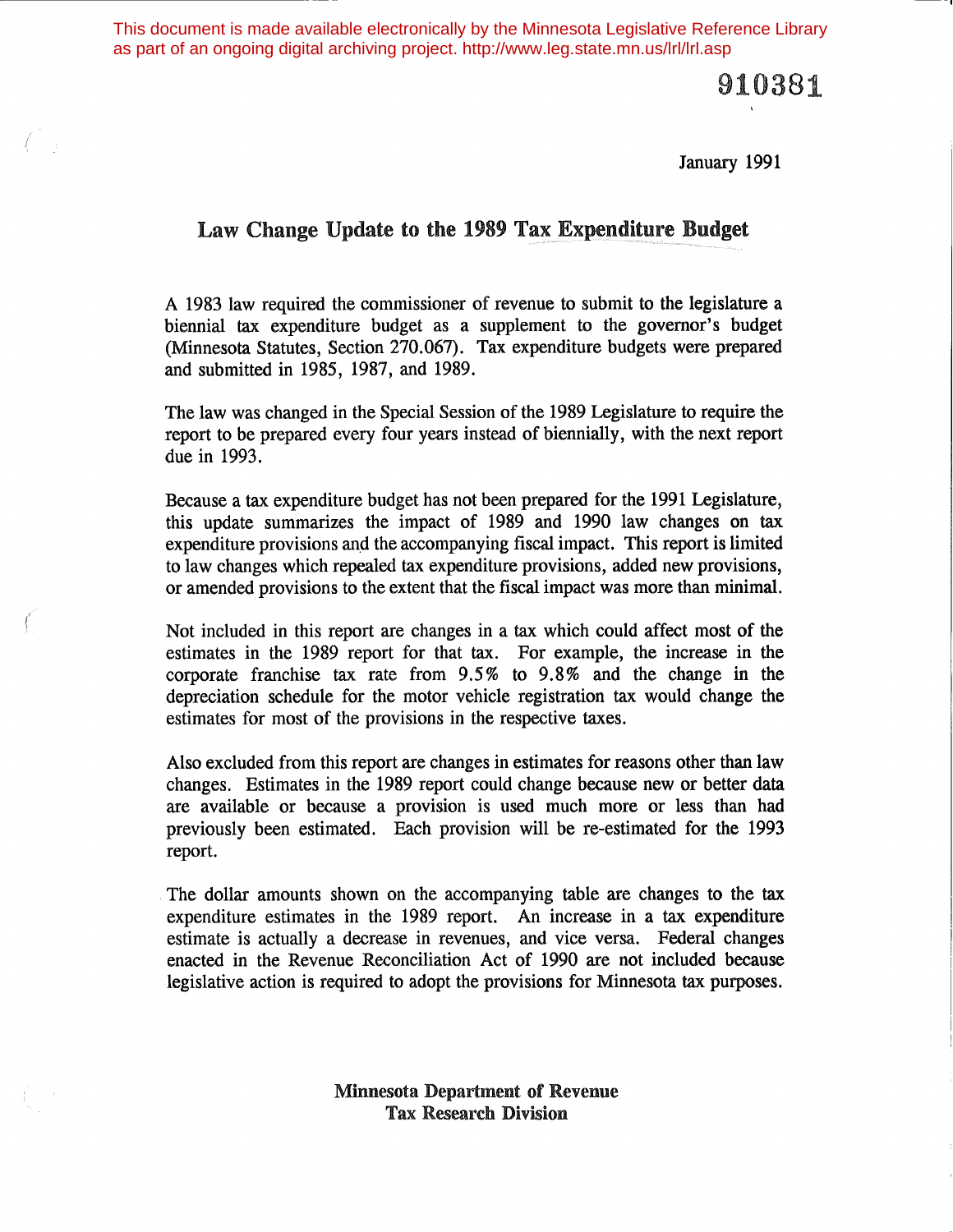This document is made available electronically by the Minnesota Legislative Reference Library as part of an ongoing digital archiving project. http://www.leg.state.mn.us/lrl/lrl.asp

910381

January 1991

# Law Change Update to the 1989 Tax Expenditure Budget

A 1983 law required the commissioner of revenue to submit to the legislature a biennial tax expenditure budget as a supplement to the governor's budget (Minnesota Statutes, Section 270.067). Tax expenditure budgets were prepared and submitted in 1985, 1987, and 1989.

The law was changed in the Special Session of the 1989 Legislature to require the report to be prepared every four years instead of biennially, with the next report due in 1993.

Because a tax expenditure budget has not been prepared for the 1991 Legislature, this update summarizes the impact of 1989 and 1990 law changes on tax expenditure provisions and the accompanying fiscal impact. This report is limited to law changes which repealed tax expenditure provisions, added new provisions, or amended provisions to the extent that the fiscal impact was more than minimal.

Not included in this report are changes in a tax which could affect most of the estimates in the 1989 report for that tax. For example, the increase in the corporate franchise tax rate from 9.5% to 9.8% and the change in the depreciation schedule for the motor vehicle registration tax would change the estimates for most of the provisions in the respective taxes.

Also excluded from this report are changes in estimates for reasons other than law changes. Estimates in the 1989 report could change because new or better data are available or because a provision is used much more or less than had previously been estimated. Each provision will be re-estimated for the 1993 report.

The dollar amounts shown on the accompanying table are changes to the tax expenditure estimates in the 1989 report. An increase in a tax expenditure estimate is actually a decrease in revenues, and vice versa. Federal changes enacted in the Revenue Reconciliation Act of 1990 are not included because legislative action is required to adopt the provisions for Minnesota tax purposes.

**Minnesota Department of Revenue**
**Tax Research Division**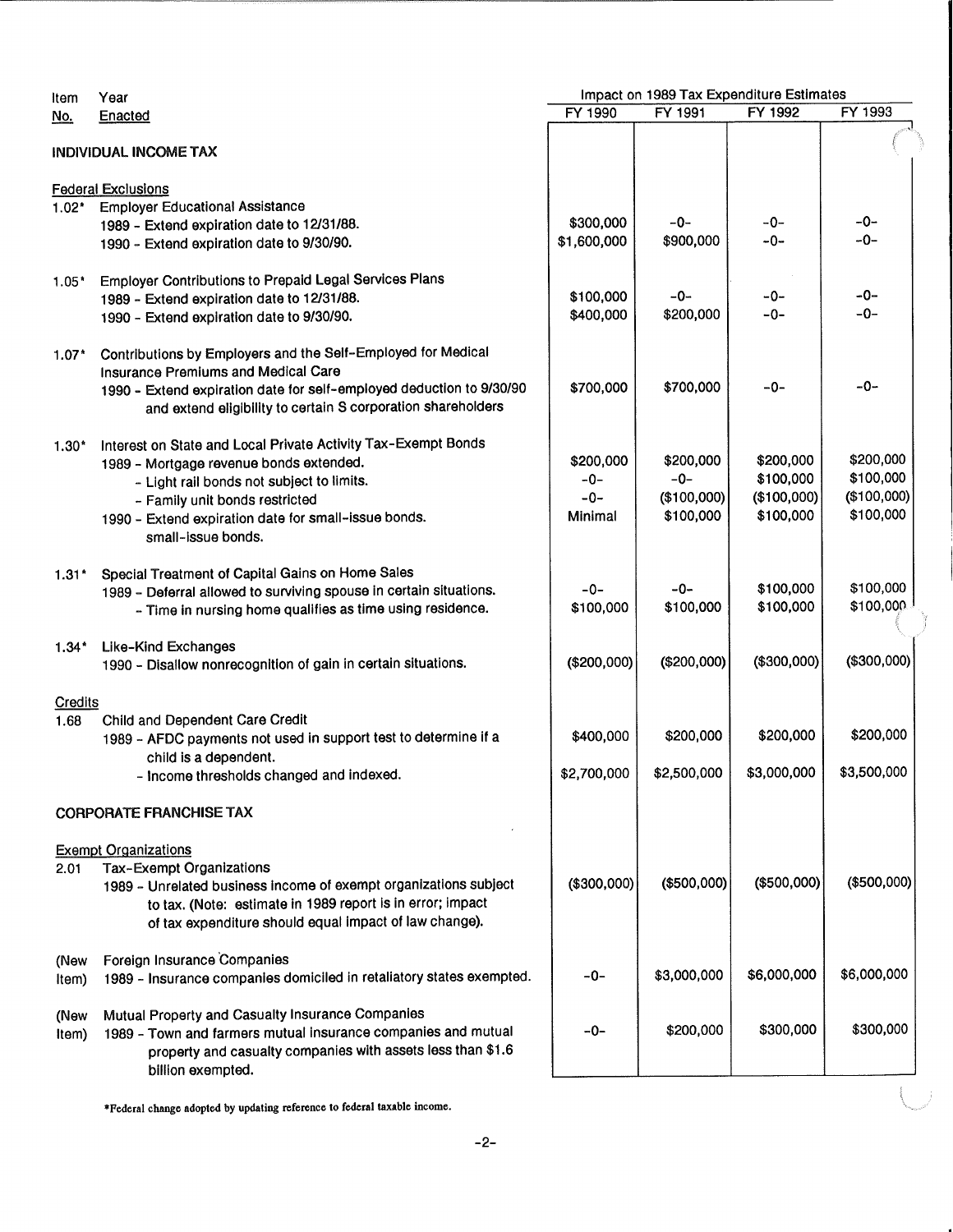| Item No. | Year Enacted | Impact on 1989 Tax Expenditure Estimates FY 1990 | FY 1991 | FY 1992 | FY 1993 |
|---|---|---|---|---|---|
| | **INDIVIDUAL INCOME TAX** | | | | |
| | Federal Exclusions | | | | |
| 1.02* | Employer Educational Assistance | | | | |
| | 1989 - Extend expiration date to 12/31/88. | $300,000 | -0- | -0- | -0- |
| | 1990 - Extend expiration date to 9/30/90. | $1,600,000 | $900,000 | -0- | -0- |
| 1.05* | Employer Contributions to Prepaid Legal Services Plans | | | | |
| | 1989 - Extend expiration date to 12/31/88. | $100,000 | -0- | -0- | -0- |
| | 1990 - Extend expiration date to 9/30/90. | $400,000 | $200,000 | -0- | -0- |
| 1.07* | Contributions by Employers and the Self-Employed for Medical Insurance Premiums and Medical Care | | | | |
| | 1990 - Extend expiration date for self-employed deduction to 9/30/90 and extend eligibility to certain S corporation shareholders | $700,000 | $700,000 | -0- | -0- |
| 1.30* | Interest on State and Local Private Activity Tax-Exempt Bonds | | | | |
| | 1989 - Mortgage revenue bonds extended. | $200,000 | $200,000 | $200,000 | $200,000 |
| | - Light rail bonds not subject to limits. | -0- | -0- | $100,000 | $100,000 |
| | - Family unit bonds restricted | -0- | ($100,000) | ($100,000) | ($100,000) |
| | 1990 - Extend expiration date for small-issue bonds. small-issue bonds. | Minimal | $100,000 | $100,000 | $100,000 |
| 1.31* | Special Treatment of Capital Gains on Home Sales | | | | |
| | 1989 - Deferral allowed to surviving spouse in certain situations. | -0- | -0- | $100,000 | $100,000 |
| | - Time in nursing home qualifies as time using residence. | $100,000 | $100,000 | $100,000 | $100,000 |
| 1.34* | Like-Kind Exchanges | | | | |
| | 1990 - Disallow nonrecognition of gain in certain situations. | ($200,000) | ($200,000) | ($300,000) | ($300,000) |
| | Credits | | | | |
| 1.68 | Child and Dependent Care Credit | | | | |
| | 1989 - AFDC payments not used in support test to determine if a child is a dependent. | $400,000 | $200,000 | $200,000 | $200,000 |
| | - Income thresholds changed and indexed. | $2,700,000 | $2,500,000 | $3,000,000 | $3,500,000 |
| | **CORPORATE FRANCHISE TAX** | | | | |
| | Exempt Organizations | | | | |
| 2.01 | Tax-Exempt Organizations | | | | |
| | 1989 - Unrelated business income of exempt organizations subject to tax. (Note: estimate in 1989 report is in error; impact of tax expenditure should equal impact of law change). | ($300,000) | ($500,000) | ($500,000) | ($500,000) |
| (New Item) | Foreign Insurance Companies 1989 - Insurance companies domiciled in retaliatory states exempted. | -0- | $3,000,000 | $6,000,000 | $6,000,000 |
| (New Item) | Mutual Property and Casualty Insurance Companies 1989 - Town and farmers mutual insurance companies and mutual property and casualty companies with assets less than $1.6 billion exempted. | -0- | $200,000 | $300,000 | $300,000 |

*Federal change adopted by updating reference to federal taxable income.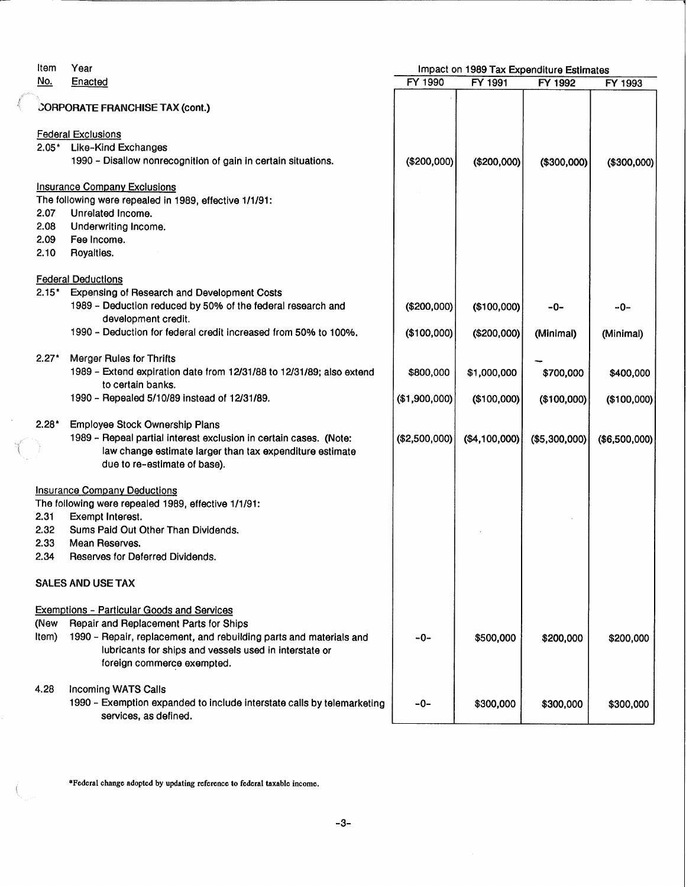| Item No. | Year Enacted | Impact on 1989 Tax Expenditure Estimates FY 1990 | FY 1991 | FY 1992 | FY 1993 |
|---|---|---|---|---|---|
| | **CORPORATE FRANCHISE TAX (cont.)** | | | | |
| | Federal Exclusions | | | | |
| 2.05* | Like-Kind Exchanges | | | | |
| | 1990 – Disallow nonrecognition of gain in certain situations. | ($200,000) | ($200,000) | ($300,000) | ($300,000) |
| | Insurance Company Exclusions | | | | |
| | The following were repealed in 1989, effective 1/1/91: | | | | |
| 2.07 | Unrelated Income. | | | | |
| 2.08 | Underwriting Income. | | | | |
| 2.09 | Fee Income. | | | | |
| 2.10 | Royalties. | | | | |
| | Federal Deductions | | | | |
| 2.15* | Expensing of Research and Development Costs | | | | |
| | 1989 – Deduction reduced by 50% of the federal research and development credit. | ($200,000) | ($100,000) | -0- | -0- |
| | 1990 – Deduction for federal credit increased from 50% to 100%. | ($100,000) | ($200,000) | (Minimal) | (Minimal) |
| 2.27* | Merger Rules for Thrifts | | | | |
| | 1989 – Extend expiration date from 12/31/88 to 12/31/89; also extend to certain banks. | $800,000 | $1,000,000 | $700,000 | $400,000 |
| | 1990 – Repealed 5/10/89 instead of 12/31/89. | ($1,900,000) | ($100,000) | ($100,000) | ($100,000) |
| 2.28* | Employee Stock Ownership Plans | | | | |
| | 1989 – Repeal partial interest exclusion in certain cases. (Note: law change estimate larger than tax expenditure estimate due to re-estimate of base). | ($2,500,000) | ($4,100,000) | ($5,300,000) | ($6,500,000) |
| | Insurance Company Deductions | | | | |
| | The following were repealed 1989, effective 1/1/91: | | | | |
| 2.31 | Exempt Interest. | | | | |
| 2.32 | Sums Paid Out Other Than Dividends. | | | | |
| 2.33 | Mean Reserves. | | | | |
| 2.34 | Reserves for Deferred Dividends. | | | | |
| | **SALES AND USE TAX** | | | | |
| | Exemptions – Particular Goods and Services | | | | |
| (New Item) | Repair and Replacement Parts for Ships | | | | |
| | 1990 – Repair, replacement, and rebuilding parts and materials and lubricants for ships and vessels used in interstate or foreign commerce exempted. | -0- | $500,000 | $200,000 | $200,000 |
| 4.28 | Incoming WATS Calls | | | | |
| | 1990 – Exemption expanded to include interstate calls by telemarketing services, as defined. | -0- | $300,000 | $300,000 | $300,000 |

*Federal change adopted by updating reference to federal taxable income.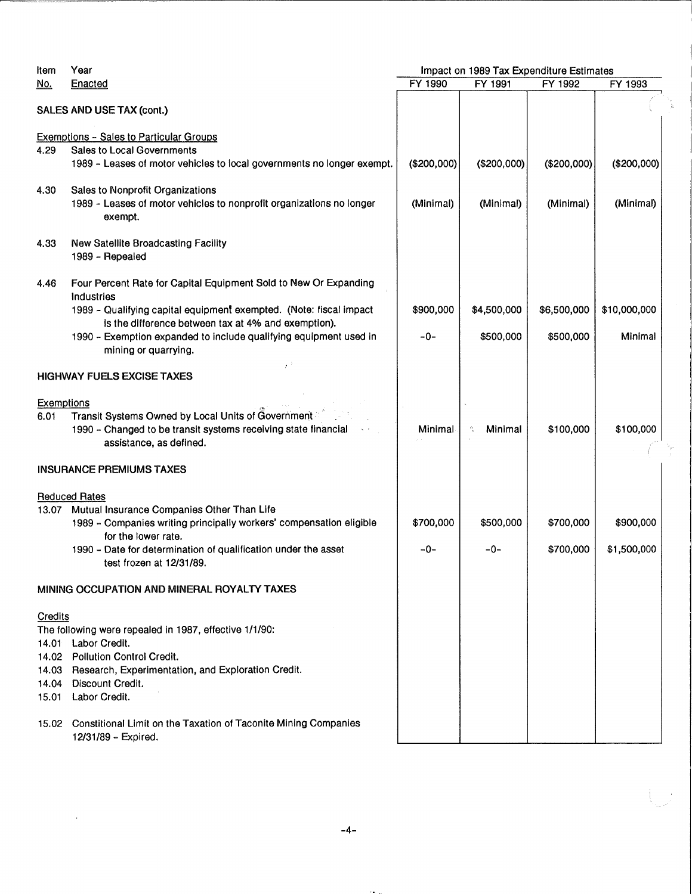| Item No. | Year Enacted | Impact on 1989 Tax Expenditure Estimates FY 1990 | FY 1991 | FY 1992 | FY 1993 |
|---|---|---|---|---|---|
| | **SALES AND USE TAX (cont.)** | | | | |
| | Exemptions - Sales to Particular Groups | | | | |
| 4.29 | Sales to Local Governments | | | | |
| | 1989 - Leases of motor vehicles to local governments no longer exempt. | ($200,000) | ($200,000) | ($200,000) | ($200,000) |
| 4.30 | Sales to Nonprofit Organizations | | | | |
| | 1989 - Leases of motor vehicles to nonprofit organizations no longer exempt. | (Minimal) | (Minimal) | (Minimal) | (Minimal) |
| 4.33 | New Satellite Broadcasting Facility | | | | |
| | 1989 - Repealed | | | | |
| 4.46 | Four Percent Rate for Capital Equipment Sold to New Or Expanding Industries | | | | |
| | 1989 - Qualifying capital equipment exempted. (Note: fiscal impact is the difference between tax at 4% and exemption). | $900,000 | $4,500,000 | $6,500,000 | $10,000,000 |
| | 1990 - Exemption expanded to include qualifying equipment used in mining or quarrying. | -0- | $500,000 | $500,000 | Minimal |
| | **HIGHWAY FUELS EXCISE TAXES** | | | | |
| | Exemptions | | | | |
| 6.01 | Transit Systems Owned by Local Units of Government | | | | |
| | 1990 - Changed to be transit systems receiving state financial assistance, as defined. | Minimal | Minimal | $100,000 | $100,000 |
| | **INSURANCE PREMIUMS TAXES** | | | | |
| | Reduced Rates | | | | |
| 13.07 | Mutual Insurance Companies Other Than Life | | | | |
| | 1989 - Companies writing principally workers' compensation eligible for the lower rate. | $700,000 | $500,000 | $700,000 | $900,000 |
| | 1990 - Date for determination of qualification under the asset test frozen at 12/31/89. | -0- | -0- | $700,000 | $1,500,000 |
| | **MINING OCCUPATION AND MINERAL ROYALTY TAXES** | | | | |
| | Credits | | | | |
| | The following were repealed in 1987, effective 1/1/90: | | | | |
| 14.01 | Labor Credit. | | | | |
| 14.02 | Pollution Control Credit. | | | | |
| 14.03 | Research, Experimentation, and Exploration Credit. | | | | |
| 14.04 | Discount Credit. | | | | |
| 15.01 | Labor Credit. | | | | |
| 15.02 | Constitional Limit on the Taxation of Taconite Mining Companies | | | | |
| | 12/31/89 - Expired. | | | | |